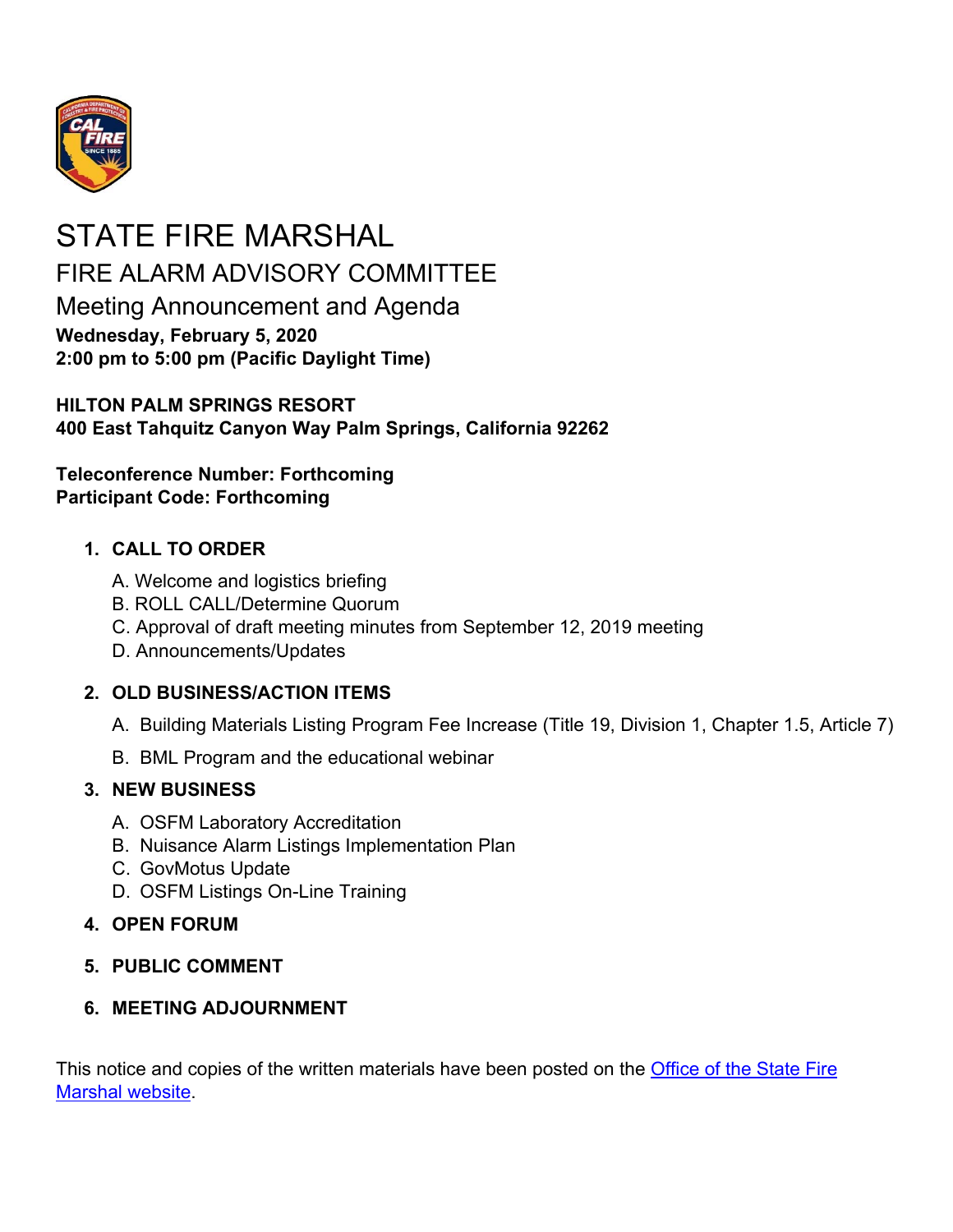# STATE FIRE MARSHAL

## FIRE ALARM ADVISORY COMMITTEE

## Meeting Announcement and Agenda

**Wednesday, February 5, 2020**
**2:00 pm to 5:00 pm (Pacific Daylight Time)**

**HILTON PALM SPRINGS RESORT**
**400 East Tahquitz Canyon Way Palm Springs, California 92262**

**Teleconference Number: Forthcoming**
**Participant Code: Forthcoming**

1. **CALL TO ORDER**
   A. Welcome and logistics briefing
   B. ROLL CALL/Determine Quorum
   C. Approval of draft meeting minutes from September 12, 2019 meeting
   D. Announcements/Updates

2. **OLD BUSINESS/ACTION ITEMS**
   A. Building Materials Listing Program Fee Increase (Title 19, Division 1, Chapter 1.5, Article 7)
   B. BML Program and the educational webinar

3. **NEW BUSINESS**
   A. OSFM Laboratory Accreditation
   B. Nuisance Alarm Listings Implementation Plan
   C. GovMotus Update
   D. OSFM Listings On-Line Training

4. **OPEN FORUM**

5. **PUBLIC COMMENT**

6. **MEETING ADJOURNMENT**

This notice and copies of the written materials have been posted on the [Office of the State Fire Marshal website](#).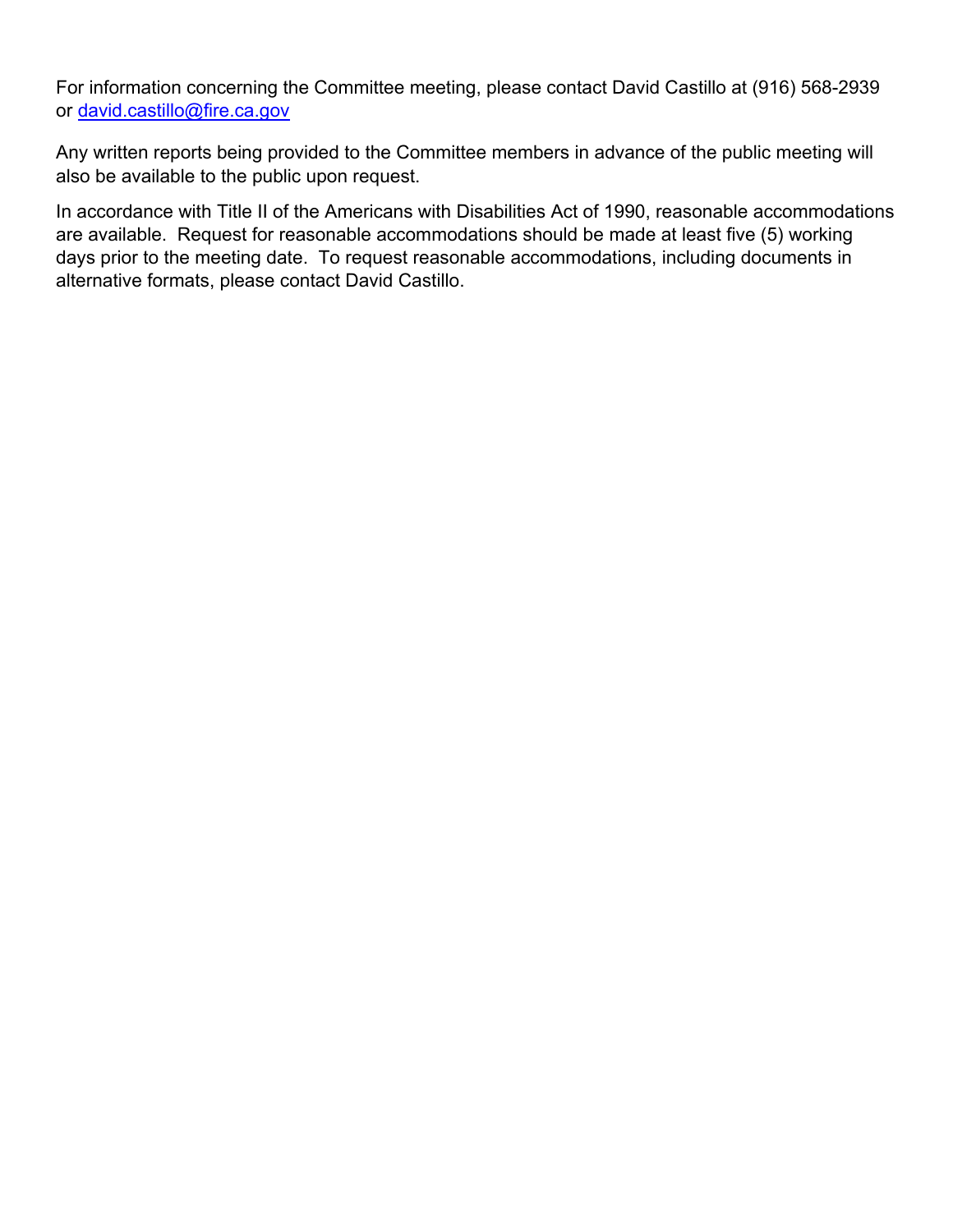For information concerning the Committee meeting, please contact David Castillo at (916) 568-2939 or david.castillo@fire.ca.gov

Any written reports being provided to the Committee members in advance of the public meeting will also be available to the public upon request.

In accordance with Title II of the Americans with Disabilities Act of 1990, reasonable accommodations are available. Request for reasonable accommodations should be made at least five (5) working days prior to the meeting date. To request reasonable accommodations, including documents in alternative formats, please contact David Castillo.